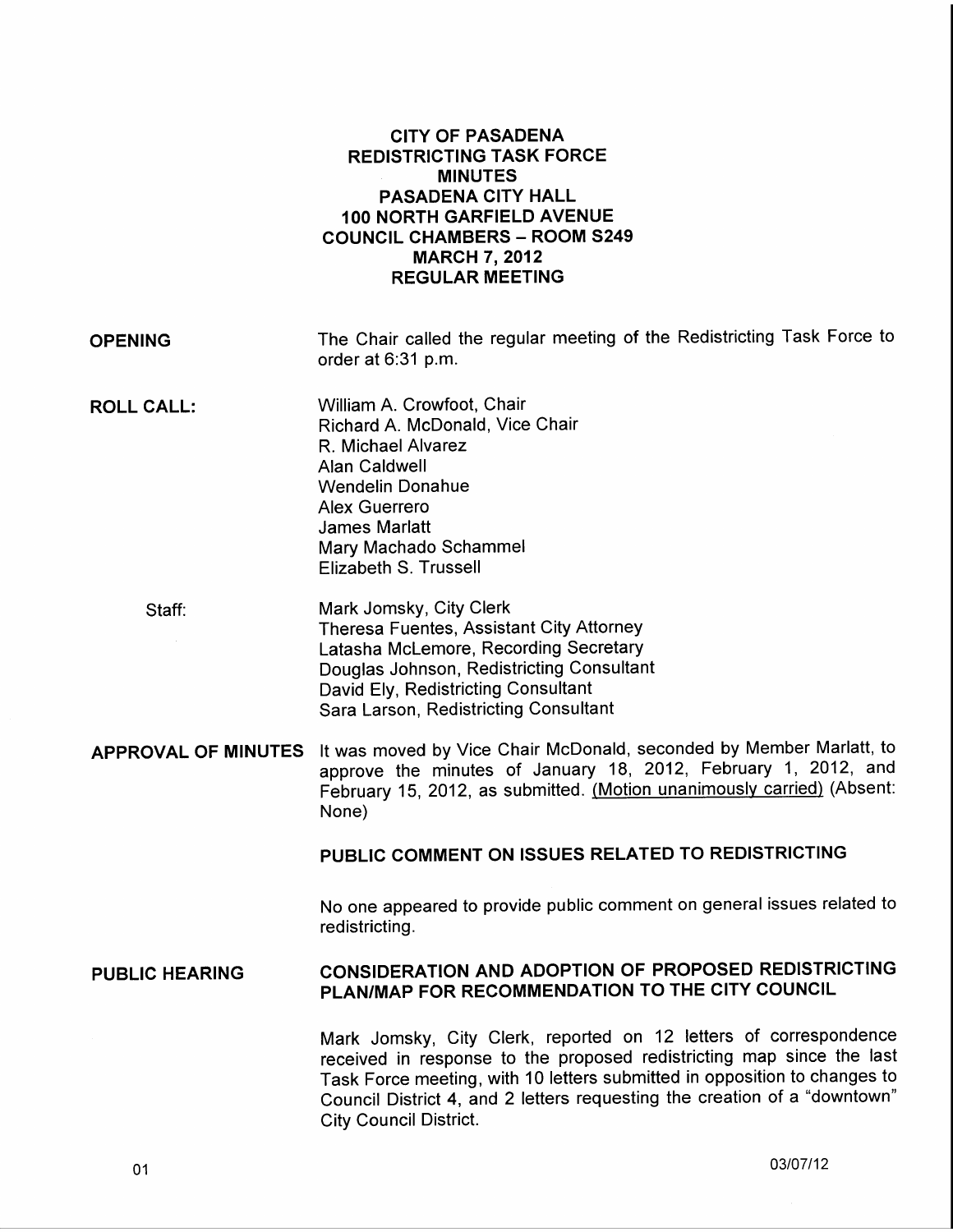# CITY OF PASADENA
## REDISTRICTING TASK FORCE
## MINUTES
## PASADENA CITY HALL
## 100 NORTH GARFIELD AVENUE
## COUNCIL CHAMBERS – ROOM S249
## MARCH 7, 2012
## REGULAR MEETING

**OPENING**

The Chair called the regular meeting of the Redistricting Task Force to order at 6:31 p.m.

**ROLL CALL:**

William A. Crowfoot, Chair
Richard A. McDonald, Vice Chair
R. Michael Alvarez
Alan Caldwell
Wendelin Donahue
Alex Guerrero
James Marlatt
Mary Machado Schammel
Elizabeth S. Trussell

Staff:

Mark Jomsky, City Clerk
Theresa Fuentes, Assistant City Attorney
Latasha McLemore, Recording Secretary
Douglas Johnson, Redistricting Consultant
David Ely, Redistricting Consultant
Sara Larson, Redistricting Consultant

**APPROVAL OF MINUTES**

It was moved by Vice Chair McDonald, seconded by Member Marlatt, to approve the minutes of January 18, 2012, February 1, 2012, and February 15, 2012, as submitted. (Motion unanimously carried) (Absent: None)

**PUBLIC COMMENT ON ISSUES RELATED TO REDISTRICTING**

No one appeared to provide public comment on general issues related to redistricting.

**PUBLIC HEARING**

**CONSIDERATION AND ADOPTION OF PROPOSED REDISTRICTING PLAN/MAP FOR RECOMMENDATION TO THE CITY COUNCIL**

Mark Jomsky, City Clerk, reported on 12 letters of correspondence received in response to the proposed redistricting map since the last Task Force meeting, with 10 letters submitted in opposition to changes to Council District 4, and 2 letters requesting the creation of a "downtown" City Council District.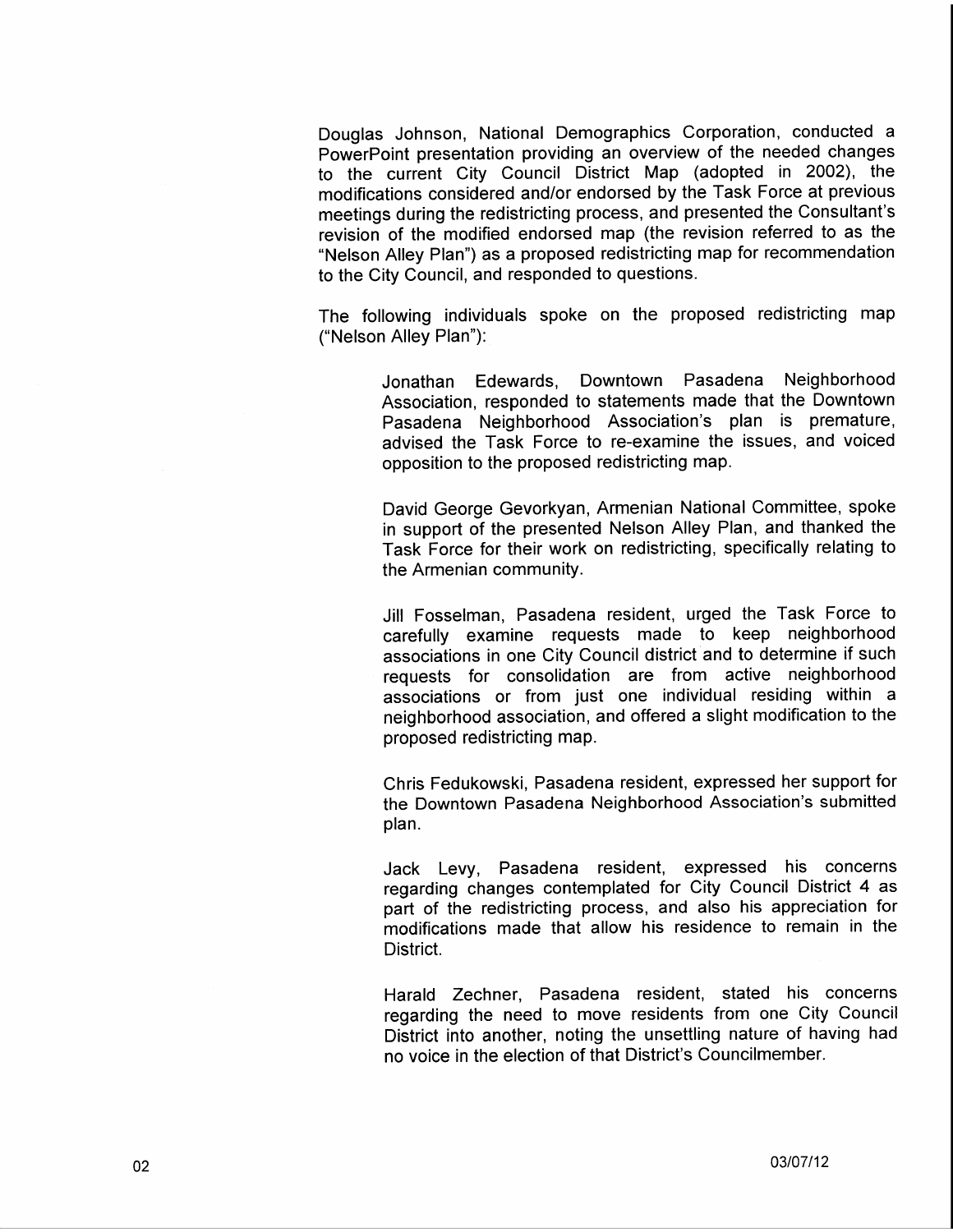Douglas Johnson, National Demographics Corporation, conducted a PowerPoint presentation providing an overview of the needed changes to the current City Council District Map (adopted in 2002), the modifications considered and/or endorsed by the Task Force at previous meetings during the redistricting process, and presented the Consultant's revision of the modified endorsed map (the revision referred to as the "Nelson Alley Plan") as a proposed redistricting map for recommendation to the City Council, and responded to questions.

The following individuals spoke on the proposed redistricting map ("Nelson Alley Plan"):

> Jonathan Edewards, Downtown Pasadena Neighborhood Association, responded to statements made that the Downtown Pasadena Neighborhood Association's plan is premature, advised the Task Force to re-examine the issues, and voiced opposition to the proposed redistricting map.
>
> David George Gevorkyan, Armenian National Committee, spoke in support of the presented Nelson Alley Plan, and thanked the Task Force for their work on redistricting, specifically relating to the Armenian community.
>
> Jill Fosselman, Pasadena resident, urged the Task Force to carefully examine requests made to keep neighborhood associations in one City Council district and to determine if such requests for consolidation are from active neighborhood associations or from just one individual residing within a neighborhood association, and offered a slight modification to the proposed redistricting map.
>
> Chris Fedukowski, Pasadena resident, expressed her support for the Downtown Pasadena Neighborhood Association's submitted plan.
>
> Jack Levy, Pasadena resident, expressed his concerns regarding changes contemplated for City Council District 4 as part of the redistricting process, and also his appreciation for modifications made that allow his residence to remain in the District.
>
> Harald Zechner, Pasadena resident, stated his concerns regarding the need to move residents from one City Council District into another, noting the unsettling nature of having had no voice in the election of that District's Councilmember.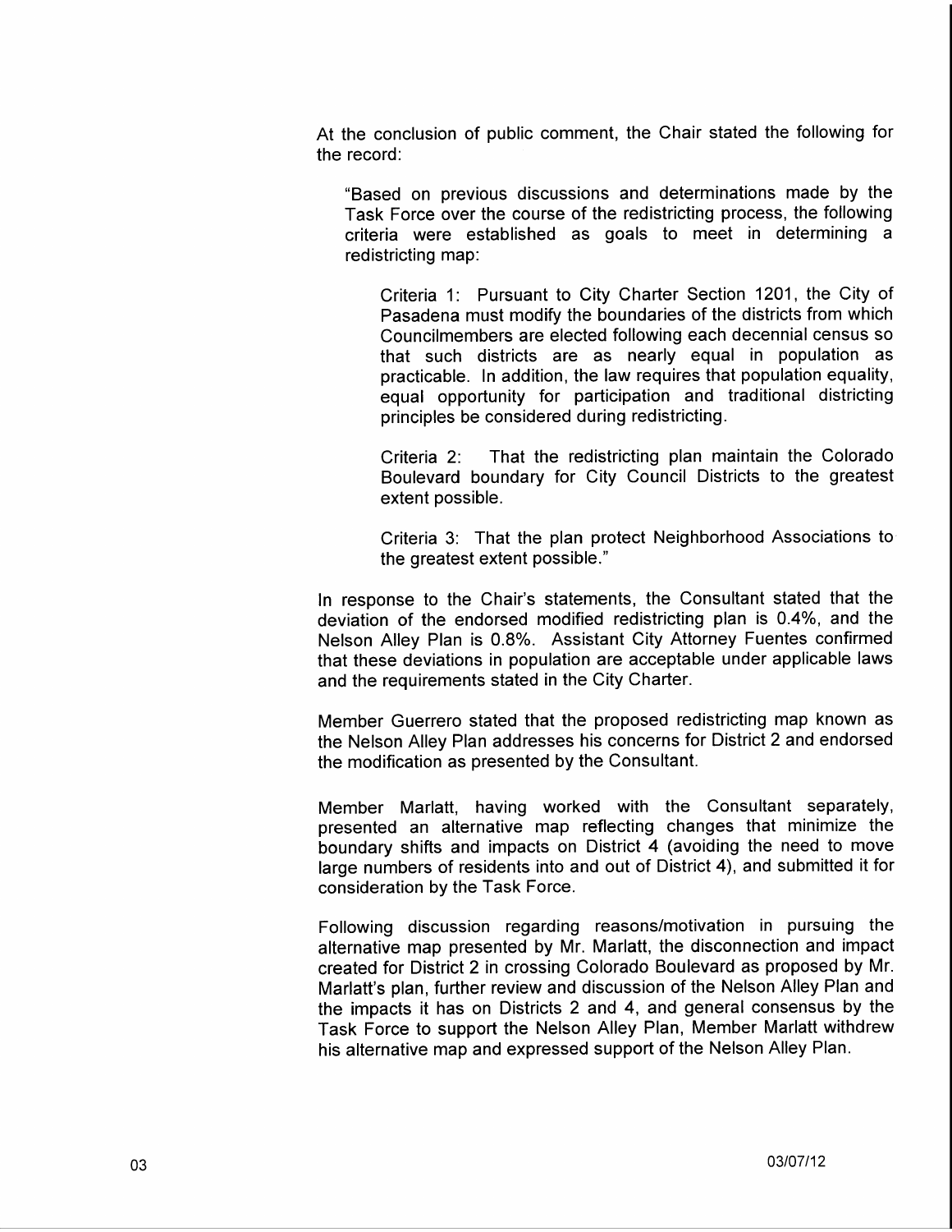At the conclusion of public comment, the Chair stated the following for the record:

> "Based on previous discussions and determinations made by the Task Force over the course of the redistricting process, the following criteria were established as goals to meet in determining a redistricting map:
>
> Criteria 1: Pursuant to City Charter Section 1201, the City of Pasadena must modify the boundaries of the districts from which Councilmembers are elected following each decennial census so that such districts are as nearly equal in population as practicable. In addition, the law requires that population equality, equal opportunity for participation and traditional districting principles be considered during redistricting.
>
> Criteria 2: That the redistricting plan maintain the Colorado Boulevard boundary for City Council Districts to the greatest extent possible.
>
> Criteria 3: That the plan protect Neighborhood Associations to the greatest extent possible."

In response to the Chair's statements, the Consultant stated that the deviation of the endorsed modified redistricting plan is 0.4%, and the Nelson Alley Plan is 0.8%. Assistant City Attorney Fuentes confirmed that these deviations in population are acceptable under applicable laws and the requirements stated in the City Charter.

Member Guerrero stated that the proposed redistricting map known as the Nelson Alley Plan addresses his concerns for District 2 and endorsed the modification as presented by the Consultant.

Member Marlatt, having worked with the Consultant separately, presented an alternative map reflecting changes that minimize the boundary shifts and impacts on District 4 (avoiding the need to move large numbers of residents into and out of District 4), and submitted it for consideration by the Task Force.

Following discussion regarding reasons/motivation in pursuing the alternative map presented by Mr. Marlatt, the disconnection and impact created for District 2 in crossing Colorado Boulevard as proposed by Mr. Marlatt's plan, further review and discussion of the Nelson Alley Plan and the impacts it has on Districts 2 and 4, and general consensus by the Task Force to support the Nelson Alley Plan, Member Marlatt withdrew his alternative map and expressed support of the Nelson Alley Plan.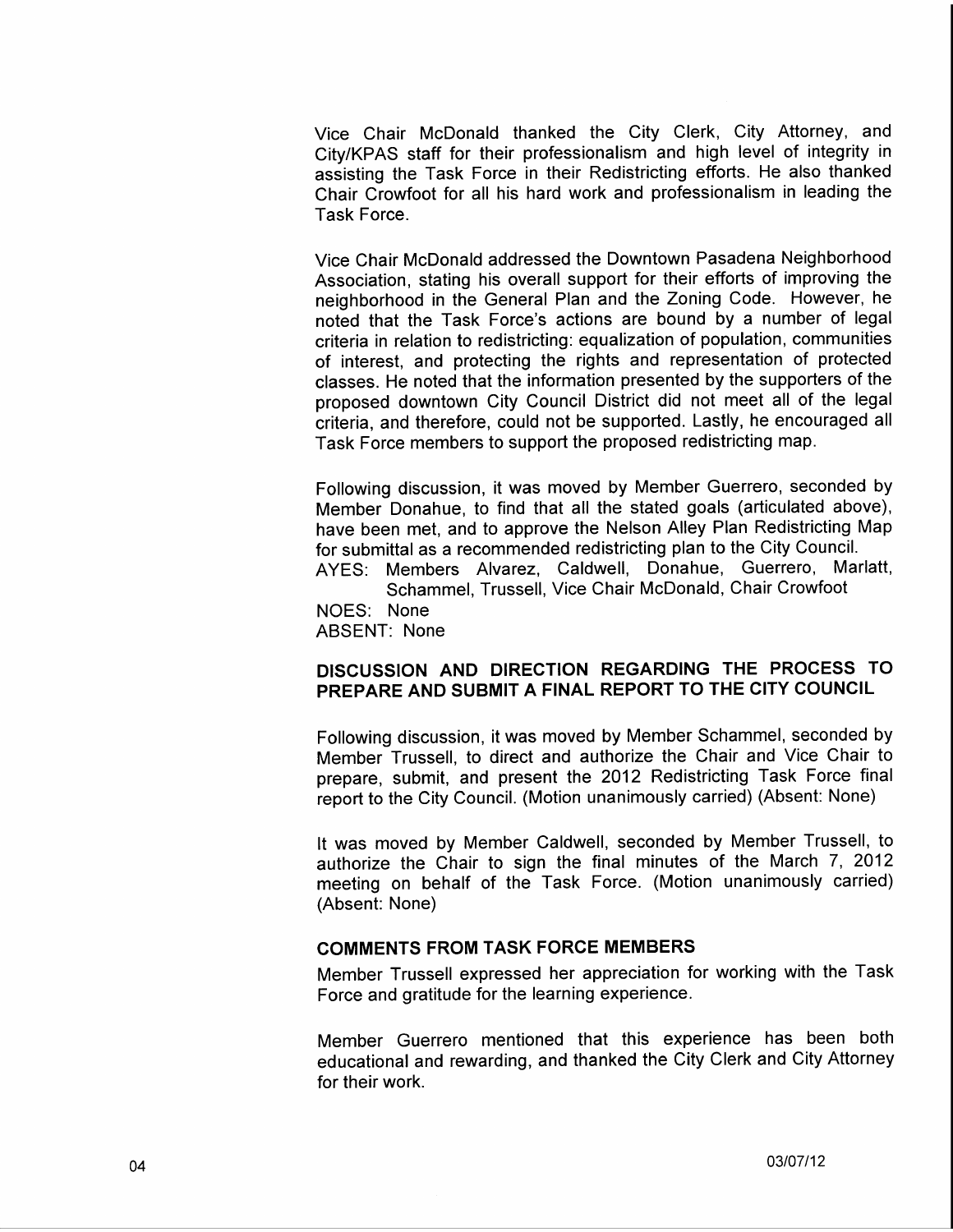Vice Chair McDonald thanked the City Clerk, City Attorney, and City/KPAS staff for their professionalism and high level of integrity in assisting the Task Force in their Redistricting efforts. He also thanked Chair Crowfoot for all his hard work and professionalism in leading the Task Force.

Vice Chair McDonald addressed the Downtown Pasadena Neighborhood Association, stating his overall support for their efforts of improving the neighborhood in the General Plan and the Zoning Code. However, he noted that the Task Force's actions are bound by a number of legal criteria in relation to redistricting: equalization of population, communities of interest, and protecting the rights and representation of protected classes. He noted that the information presented by the supporters of the proposed downtown City Council District did not meet all of the legal criteria, and therefore, could not be supported. Lastly, he encouraged all Task Force members to support the proposed redistricting map.

Following discussion, it was moved by Member Guerrero, seconded by Member Donahue, to find that all the stated goals (articulated above), have been met, and to approve the Nelson Alley Plan Redistricting Map for submittal as a recommended redistricting plan to the City Council.

AYES: Members Alvarez, Caldwell, Donahue, Guerrero, Marlatt, Schammel, Trussell, Vice Chair McDonald, Chair Crowfoot
NOES: None
ABSENT: None

### DISCUSSION AND DIRECTION REGARDING THE PROCESS TO PREPARE AND SUBMIT A FINAL REPORT TO THE CITY COUNCIL

Following discussion, it was moved by Member Schammel, seconded by Member Trussell, to direct and authorize the Chair and Vice Chair to prepare, submit, and present the 2012 Redistricting Task Force final report to the City Council. (Motion unanimously carried) (Absent: None)

It was moved by Member Caldwell, seconded by Member Trussell, to authorize the Chair to sign the final minutes of the March 7, 2012 meeting on behalf of the Task Force. (Motion unanimously carried) (Absent: None)

### COMMENTS FROM TASK FORCE MEMBERS

Member Trussell expressed her appreciation for working with the Task Force and gratitude for the learning experience.

Member Guerrero mentioned that this experience has been both educational and rewarding, and thanked the City Clerk and City Attorney for their work.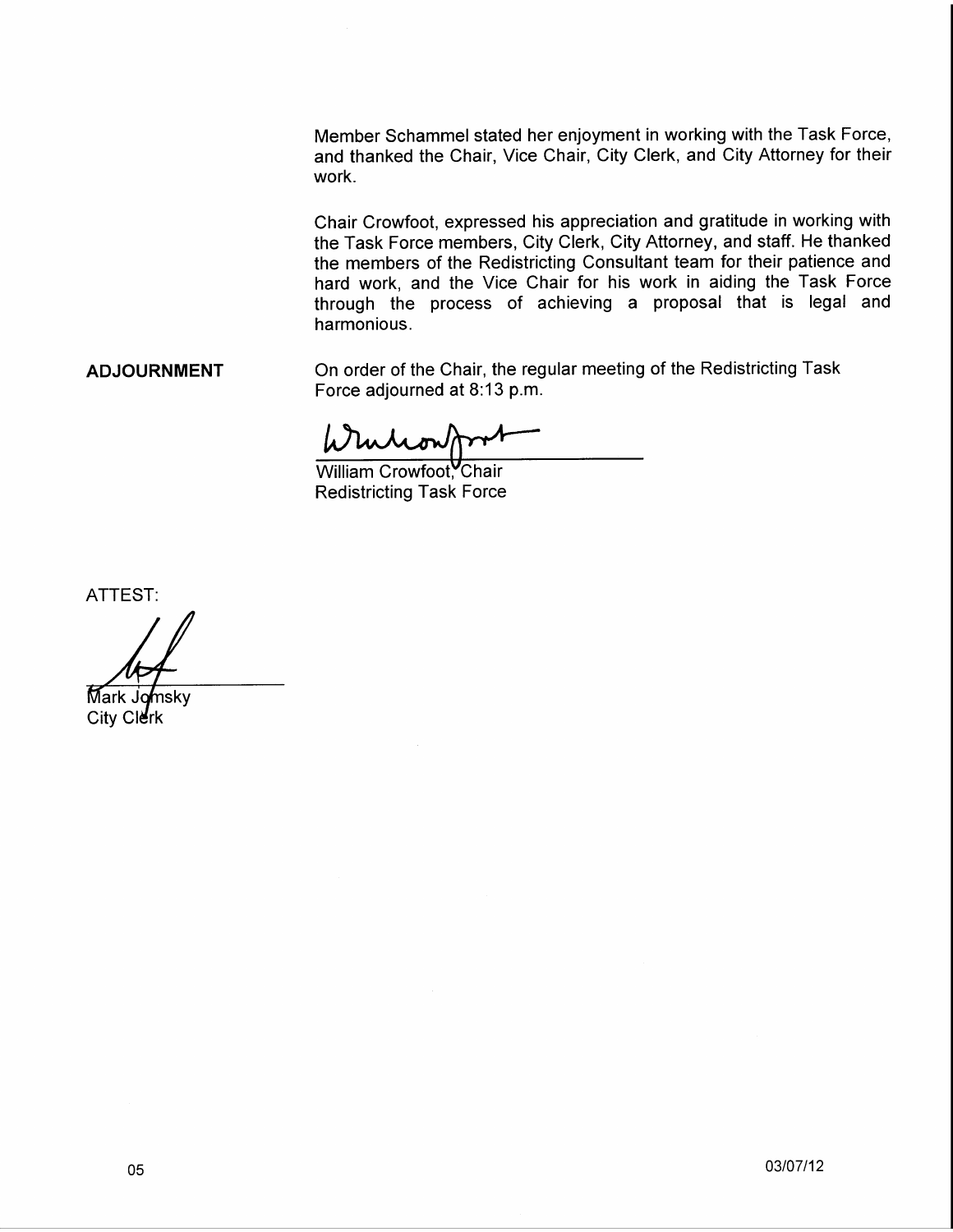Member Schammel stated her enjoyment in working with the Task Force, and thanked the Chair, Vice Chair, City Clerk, and City Attorney for their work.

Chair Crowfoot, expressed his appreciation and gratitude in working with the Task Force members, City Clerk, City Attorney, and staff. He thanked the members of the Redistricting Consultant team for their patience and hard work, and the Vice Chair for his work in aiding the Task Force through the process of achieving a proposal that is legal and harmonious.

**ADJOURNMENT**

On order of the Chair, the regular meeting of the Redistricting Task Force adjourned at 8:13 p.m.

William Crowfoot, Chair
Redistricting Task Force

ATTEST:

Mark Jomsky
City Clerk

05

03/07/12